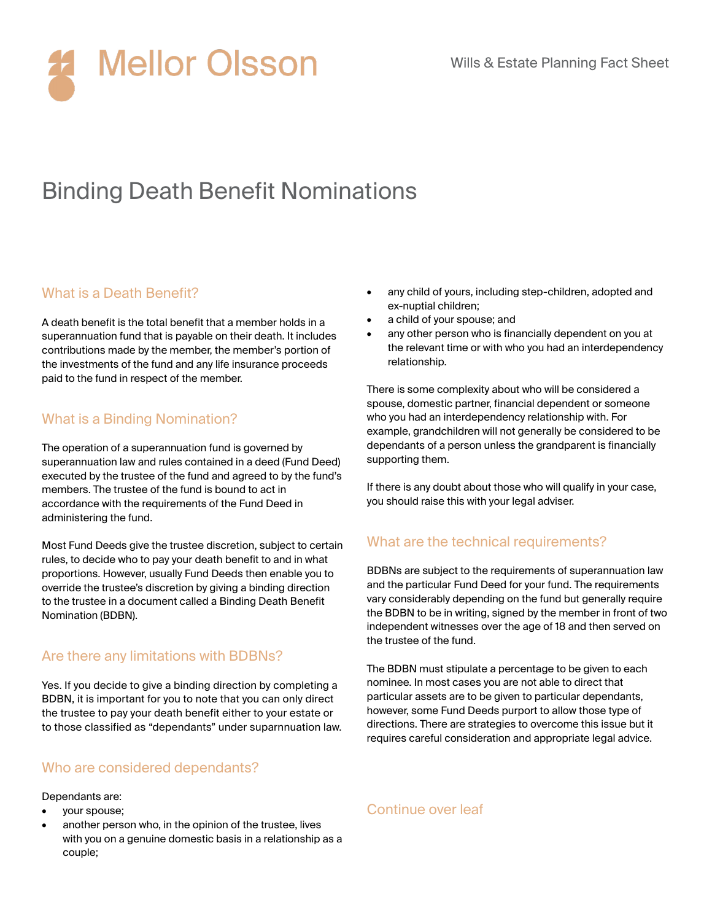# Mellor Olsson

Wills & Estate Planning Fact Sheet

## Binding Death Benefit Nominations

### What is a Death Benefit?

A death benefit is the total benefit that a member holds in a superannuation fund that is payable on their death. It includes contributions made by the member, the member's portion of the investments of the fund and any life insurance proceeds paid to the fund in respect of the member.

### What is a Binding Nomination?

The operation of a superannuation fund is governed by superannuation law and rules contained in a deed (Fund Deed) executed by the trustee of the fund and agreed to by the fund's members. The trustee of the fund is bound to act in accordance with the requirements of the Fund Deed in administering the fund.

Most Fund Deeds give the trustee discretion, subject to certain rules, to decide who to pay your death benefit to and in what proportions. However, usually Fund Deeds then enable you to override the trustee's discretion by giving a binding direction to the trustee in a document called a Binding Death Benefit Nomination (BDBN).

### Are there any limitations with BDBNs?

Yes. If you decide to give a binding direction by completing a BDBN, it is important for you to note that you can only direct the trustee to pay your death benefit either to your estate or to those classified as "dependants" under suparnnuation law.

### Who are considered dependants?

Dependants are:

- your spouse;
- another person who, in the opinion of the trustee, lives with you on a genuine domestic basis in a relationship as a couple;
- any child of yours, including step-children, adopted and ex-nuptial children;
- a child of your spouse; and
- any other person who is financially dependent on you at the relevant time or with who you had an interdependency relationship.

There is some complexity about who will be considered a spouse, domestic partner, financial dependent or someone who you had an interdependency relationship with. For example, grandchildren will not generally be considered to be dependants of a person unless the grandparent is financially supporting them.

If there is any doubt about those who will qualify in your case, you should raise this with your legal adviser.

### What are the technical requirements?

BDBNs are subject to the requirements of superannuation law and the particular Fund Deed for your fund. The requirements vary considerably depending on the fund but generally require the BDBN to be in writing, signed by the member in front of two independent witnesses over the age of 18 and then served on the trustee of the fund.

The BDBN must stipulate a percentage to be given to each nominee. In most cases you are not able to direct that particular assets are to be given to particular dependants, however, some Fund Deeds purport to allow those type of directions. There are strategies to overcome this issue but it requires careful consideration and appropriate legal advice.

Continue over leaf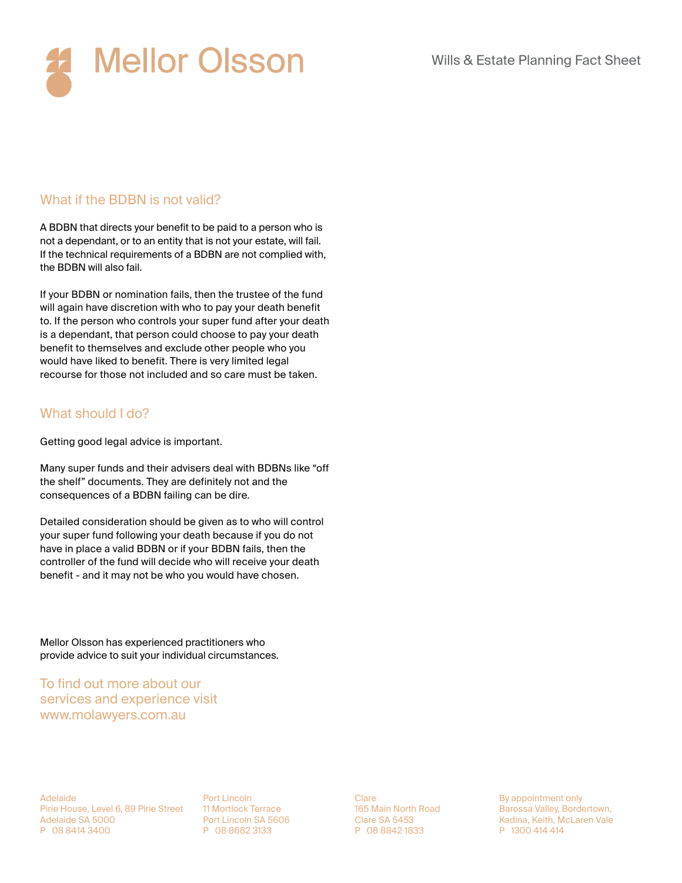## What if the BDBN is not valid?

A BDBN that directs your benefit to be paid to a person who is not a dependant, or to an entity that is not your estate, will fail. If the technical requirements of a BDBN are not complied with, the BDBN will also fail.

If your BDBN or nomination fails, then the trustee of the fund will again have discretion with who to pay your death benefit to. If the person who controls your super fund after your death is a dependant, that person could choose to pay your death benefit to themselves and exclude other people who you would have liked to benefit. There is very limited legal recourse for those not included and so care must be taken.

## What should I do?

Getting good legal advice is important.

Many super funds and their advisers deal with BDBNs like "off the shelf" documents. They are definitely not and the consequences of a BDBN failing can be dire.

Detailed consideration should be given as to who will control your super fund following your death because if you do not have in place a valid BDBN or if your BDBN fails, then the controller of the fund will decide who will receive your death benefit - and it may not be who you would have chosen.

Mellor Olsson has experienced practitioners who provide advice to suit your individual circumstances.

To find out more about our services and experience visit www.molawyers.com.au

Adelaide
Pirie House, Level 6, 89 Pirie Street
Adelaide SA 5000
P 08 8414 3400

Port Lincoln
11 Mortlock Terrace
Port Lincoln SA 5606
P 08 8682 3133

Clare
165 Main North Road
Clare SA 5453
P 08 8842 1833

By appointment only
Barossa Valley, Bordertown, Kadina, Keith, McLaren Vale
P 1300 414 414